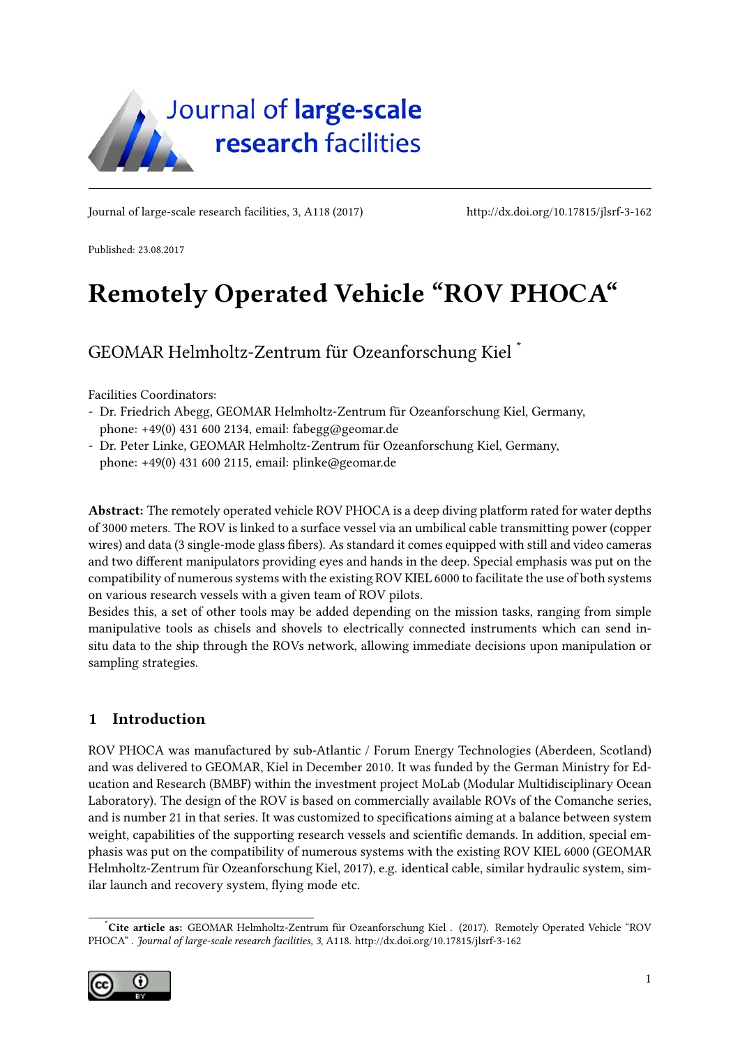Published: 23.08.2017

# Remotely Operated Vehicle "ROV PHOCA"

GEOMAR Helmholtz-Zentrum für Ozeanforschung Kiel [*]

Facilities Coordinators:

- Dr. Friedrich Abegg, GEOMAR Helmholtz-Zentrum für Ozeanforschung Kiel, Germany, phone: +49(0) 431 600 2134, email: fabegg@geomar.de
- Dr. Peter Linke, GEOMAR Helmholtz-Zentrum für Ozeanforschung Kiel, Germany, phone: +49(0) 431 600 2115, email: plinke@geomar.de

**Abstract:** The remotely operated vehicle ROV PHOCA is a deep diving platform rated for water depths of 3000 meters. The ROV is linked to a surface vessel via an umbilical cable transmitting power (copper wires) and data (3 single-mode glass fibers). As standard it comes equipped with still and video cameras and two different manipulators providing eyes and hands in the deep. Special emphasis was put on the compatibility of numerous systems with the existing ROV KIEL 6000 to facilitate the use of both systems on various research vessels with a given team of ROV pilots.
Besides this, a set of other tools may be added depending on the mission tasks, ranging from simple manipulative tools as chisels and shovels to electrically connected instruments which can send in-situ data to the ship through the ROVs network, allowing immediate decisions upon manipulation or sampling strategies.

## 1 Introduction

ROV PHOCA was manufactured by sub-Atlantic / Forum Energy Technologies (Aberdeen, Scotland) and was delivered to GEOMAR, Kiel in December 2010. It was funded by the German Ministry for Education and Research (BMBF) within the investment project MoLab (Modular Multidisciplinary Ocean Laboratory). The design of the ROV is based on commercially available ROVs of the Comanche series, and is number 21 in that series. It was customized to specifications aiming at a balance between system weight, capabilities of the supporting research vessels and scientific demands. In addition, special emphasis was put on the compatibility of numerous systems with the existing ROV KIEL 6000 (GEOMAR Helmholtz-Zentrum für Ozeanforschung Kiel, 2017), e.g. identical cable, similar hydraulic system, similar launch and recovery system, flying mode etc.

[*] **Cite article as:** GEOMAR Helmholtz-Zentrum für Ozeanforschung Kiel . (2017). Remotely Operated Vehicle "ROV PHOCA" . *Journal of large-scale research facilities, 3*, A118. http://dx.doi.org/10.17815/jlsrf-3-162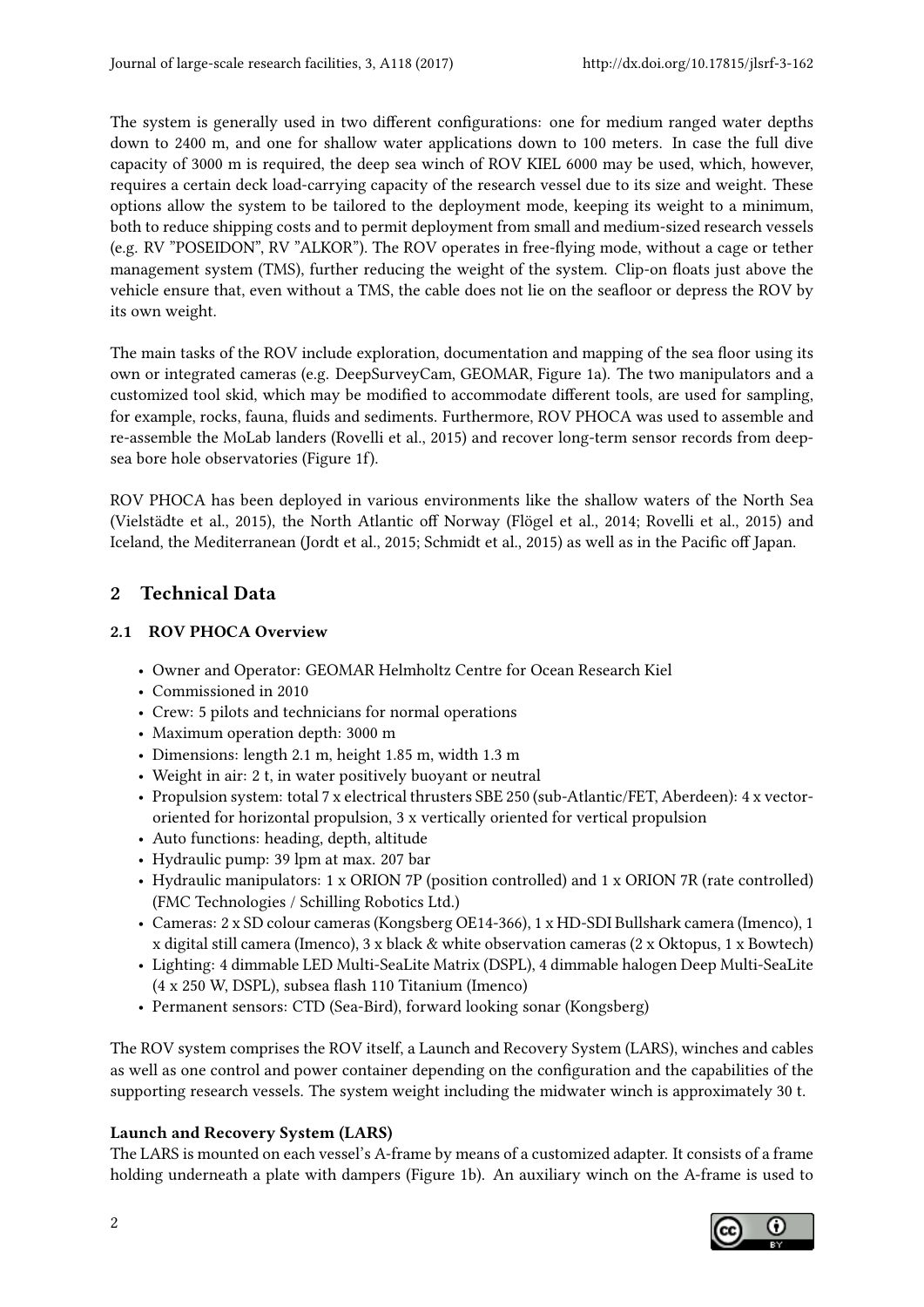The system is generally used in two different configurations: one for medium ranged water depths down to 2400 m, and one for shallow water applications down to 100 meters. In case the full dive capacity of 3000 m is required, the deep sea winch of ROV KIEL 6000 may be used, which, however, requires a certain deck load-carrying capacity of the research vessel due to its size and weight. These options allow the system to be tailored to the deployment mode, keeping its weight to a minimum, both to reduce shipping costs and to permit deployment from small and medium-sized research vessels (e.g. RV "POSEIDON", RV "ALKOR"). The ROV operates in free-flying mode, without a cage or tether management system (TMS), further reducing the weight of the system. Clip-on floats just above the vehicle ensure that, even without a TMS, the cable does not lie on the seafloor or depress the ROV by its own weight.

The main tasks of the ROV include exploration, documentation and mapping of the sea floor using its own or integrated cameras (e.g. DeepSurveyCam, GEOMAR, Figure 1a). The two manipulators and a customized tool skid, which may be modified to accommodate different tools, are used for sampling, for example, rocks, fauna, fluids and sediments. Furthermore, ROV PHOCA was used to assemble and re-assemble the MoLab landers (Rovelli et al., 2015) and recover long-term sensor records from deep-sea bore hole observatories (Figure 1f).

ROV PHOCA has been deployed in various environments like the shallow waters of the North Sea (Vielstädte et al., 2015), the North Atlantic off Norway (Flögel et al., 2014; Rovelli et al., 2015) and Iceland, the Mediterranean (Jordt et al., 2015; Schmidt et al., 2015) as well as in the Pacific off Japan.

## 2 Technical Data

### 2.1 ROV PHOCA Overview

- Owner and Operator: GEOMAR Helmholtz Centre for Ocean Research Kiel
- Commissioned in 2010
- Crew: 5 pilots and technicians for normal operations
- Maximum operation depth: 3000 m
- Dimensions: length 2.1 m, height 1.85 m, width 1.3 m
- Weight in air: 2 t, in water positively buoyant or neutral
- Propulsion system: total 7 x electrical thrusters SBE 250 (sub-Atlantic/FET, Aberdeen): 4 x vector-oriented for horizontal propulsion, 3 x vertically oriented for vertical propulsion
- Auto functions: heading, depth, altitude
- Hydraulic pump: 39 lpm at max. 207 bar
- Hydraulic manipulators: 1 x ORION 7P (position controlled) and 1 x ORION 7R (rate controlled) (FMC Technologies / Schilling Robotics Ltd.)
- Cameras: 2 x SD colour cameras (Kongsberg OE14-366), 1 x HD-SDI Bullshark camera (Imenco), 1 x digital still camera (Imenco), 3 x black & white observation cameras (2 x Oktopus, 1 x Bowtech)
- Lighting: 4 dimmable LED Multi-SeaLite Matrix (DSPL), 4 dimmable halogen Deep Multi-SeaLite (4 x 250 W, DSPL), subsea flash 110 Titanium (Imenco)
- Permanent sensors: CTD (Sea-Bird), forward looking sonar (Kongsberg)

The ROV system comprises the ROV itself, a Launch and Recovery System (LARS), winches and cables as well as one control and power container depending on the configuration and the capabilities of the supporting research vessels. The system weight including the midwater winch is approximately 30 t.

**Launch and Recovery System (LARS)**

The LARS is mounted on each vessel's A-frame by means of a customized adapter. It consists of a frame holding underneath a plate with dampers (Figure 1b). An auxiliary winch on the A-frame is used to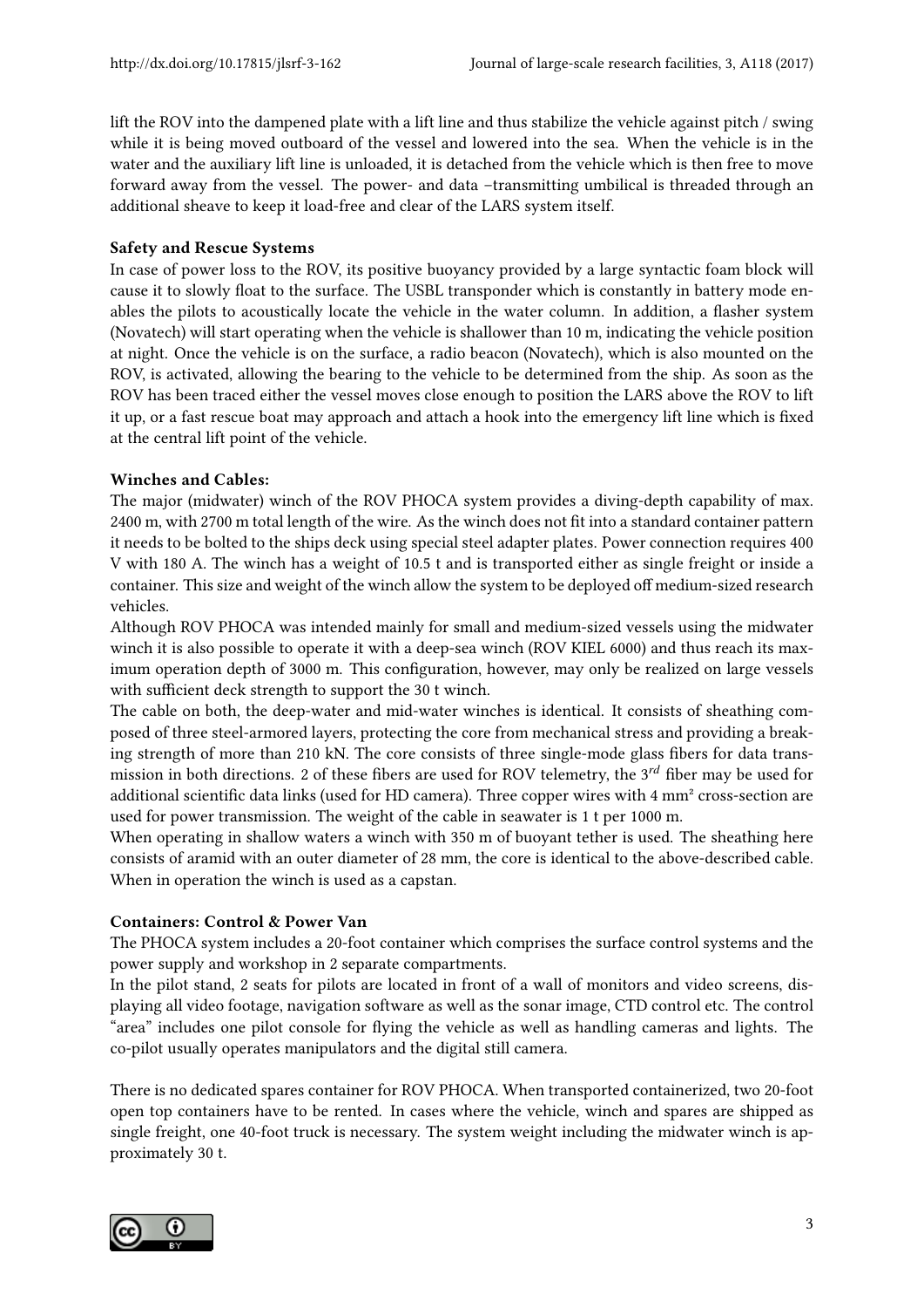lift the ROV into the dampened plate with a lift line and thus stabilize the vehicle against pitch / swing while it is being moved outboard of the vessel and lowered into the sea. When the vehicle is in the water and the auxiliary lift line is unloaded, it is detached from the vehicle which is then free to move forward away from the vessel. The power- and data –transmitting umbilical is threaded through an additional sheave to keep it load-free and clear of the LARS system itself.

**Safety and Rescue Systems**

In case of power loss to the ROV, its positive buoyancy provided by a large syntactic foam block will cause it to slowly float to the surface. The USBL transponder which is constantly in battery mode enables the pilots to acoustically locate the vehicle in the water column. In addition, a flasher system (Novatech) will start operating when the vehicle is shallower than 10 m, indicating the vehicle position at night. Once the vehicle is on the surface, a radio beacon (Novatech), which is also mounted on the ROV, is activated, allowing the bearing to the vehicle to be determined from the ship. As soon as the ROV has been traced either the vessel moves close enough to position the LARS above the ROV to lift it up, or a fast rescue boat may approach and attach a hook into the emergency lift line which is fixed at the central lift point of the vehicle.

**Winches and Cables:**

The major (midwater) winch of the ROV PHOCA system provides a diving-depth capability of max. 2400 m, with 2700 m total length of the wire. As the winch does not fit into a standard container pattern it needs to be bolted to the ships deck using special steel adapter plates. Power connection requires 400 V with 180 A. The winch has a weight of 10.5 t and is transported either as single freight or inside a container. This size and weight of the winch allow the system to be deployed off medium-sized research vehicles.

Although ROV PHOCA was intended mainly for small and medium-sized vessels using the midwater winch it is also possible to operate it with a deep-sea winch (ROV KIEL 6000) and thus reach its maximum operation depth of 3000 m. This configuration, however, may only be realized on large vessels with sufficient deck strength to support the 30 t winch.

The cable on both, the deep-water and mid-water winches is identical. It consists of sheathing composed of three steel-armored layers, protecting the core from mechanical stress and providing a breaking strength of more than 210 kN. The core consists of three single-mode glass fibers for data transmission in both directions. 2 of these fibers are used for ROV telemetry, the 3$^{rd}$ fiber may be used for additional scientific data links (used for HD camera). Three copper wires with 4 mm² cross-section are used for power transmission. The weight of the cable in seawater is 1 t per 1000 m.

When operating in shallow waters a winch with 350 m of buoyant tether is used. The sheathing here consists of aramid with an outer diameter of 28 mm, the core is identical to the above-described cable. When in operation the winch is used as a capstan.

**Containers: Control & Power Van**

The PHOCA system includes a 20-foot container which comprises the surface control systems and the power supply and workshop in 2 separate compartments.

In the pilot stand, 2 seats for pilots are located in front of a wall of monitors and video screens, displaying all video footage, navigation software as well as the sonar image, CTD control etc. The control "area" includes one pilot console for flying the vehicle as well as handling cameras and lights. The co-pilot usually operates manipulators and the digital still camera.

There is no dedicated spares container for ROV PHOCA. When transported containerized, two 20-foot open top containers have to be rented. In cases where the vehicle, winch and spares are shipped as single freight, one 40-foot truck is necessary. The system weight including the midwater winch is approximately 30 t.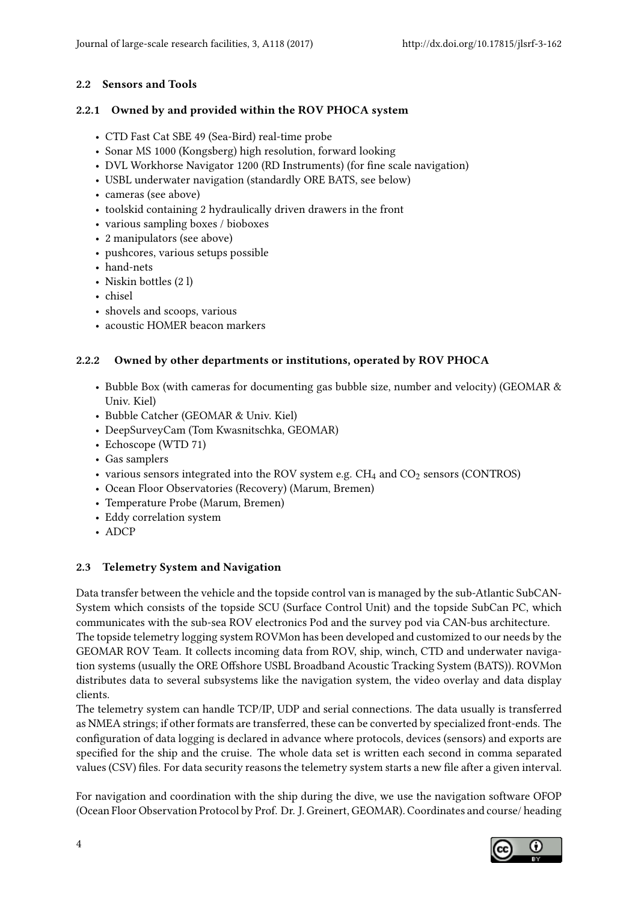### 2.2 Sensors and Tools

#### 2.2.1 Owned by and provided within the ROV PHOCA system

- CTD Fast Cat SBE 49 (Sea-Bird) real-time probe
- Sonar MS 1000 (Kongsberg) high resolution, forward looking
- DVL Workhorse Navigator 1200 (RD Instruments) (for fine scale navigation)
- USBL underwater navigation (standardly ORE BATS, see below)
- cameras (see above)
- toolskid containing 2 hydraulically driven drawers in the front
- various sampling boxes / bioboxes
- 2 manipulators (see above)
- pushcores, various setups possible
- hand-nets
- Niskin bottles (2 l)
- chisel
- shovels and scoops, various
- acoustic HOMER beacon markers

#### 2.2.2 Owned by other departments or institutions, operated by ROV PHOCA

- Bubble Box (with cameras for documenting gas bubble size, number and velocity) (GEOMAR & Univ. Kiel)
- Bubble Catcher (GEOMAR & Univ. Kiel)
- DeepSurveyCam (Tom Kwasnitschka, GEOMAR)
- Echoscope (WTD 71)
- Gas samplers
- various sensors integrated into the ROV system e.g. $CH_4$ and $CO_2$ sensors (CONTROS)
- Ocean Floor Observatories (Recovery) (Marum, Bremen)
- Temperature Probe (Marum, Bremen)
- Eddy correlation system
- ADCP

### 2.3 Telemetry System and Navigation

Data transfer between the vehicle and the topside control van is managed by the sub-Atlantic SubCAN-System which consists of the topside SCU (Surface Control Unit) and the topside SubCan PC, which communicates with the sub-sea ROV electronics Pod and the survey pod via CAN-bus architecture.
The topside telemetry logging system ROVMon has been developed and customized to our needs by the GEOMAR ROV Team. It collects incoming data from ROV, ship, winch, CTD and underwater navigation systems (usually the ORE Offshore USBL Broadband Acoustic Tracking System (BATS)). ROVMon distributes data to several subsystems like the navigation system, the video overlay and data display clients.
The telemetry system can handle TCP/IP, UDP and serial connections. The data usually is transferred as NMEA strings; if other formats are transferred, these can be converted by specialized front-ends. The configuration of data logging is declared in advance where protocols, devices (sensors) and exports are specified for the ship and the cruise. The whole data set is written each second in comma separated values (CSV) files. For data security reasons the telemetry system starts a new file after a given interval.

For navigation and coordination with the ship during the dive, we use the navigation software OFOP (Ocean Floor Observation Protocol by Prof. Dr. J. Greinert, GEOMAR). Coordinates and course/ heading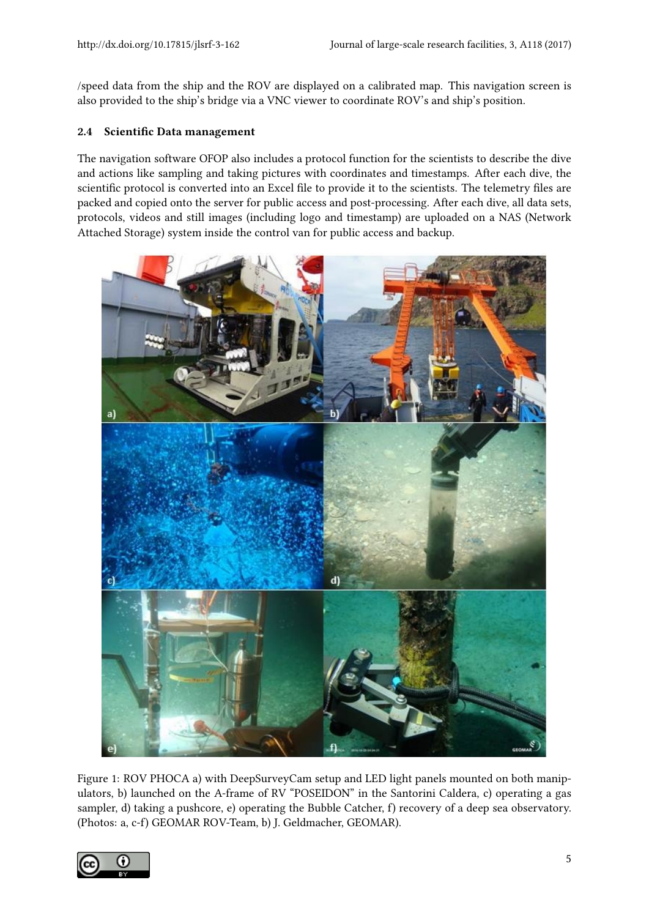/speed data from the ship and the ROV are displayed on a calibrated map. This navigation screen is also provided to the ship's bridge via a VNC viewer to coordinate ROV's and ship's position.

### 2.4 Scientific Data management

The navigation software OFOP also includes a protocol function for the scientists to describe the dive and actions like sampling and taking pictures with coordinates and timestamps. After each dive, the scientific protocol is converted into an Excel file to provide it to the scientists. The telemetry files are packed and copied onto the server for public access and post-processing. After each dive, all data sets, protocols, videos and still images (including logo and timestamp) are uploaded on a NAS (Network Attached Storage) system inside the control van for public access and backup.

Figure 1: ROV PHOCA a) with DeepSurveyCam setup and LED light panels mounted on both manipulators, b) launched on the A-frame of RV "POSEIDON" in the Santorini Caldera, c) operating a gas sampler, d) taking a pushcore, e) operating the Bubble Catcher, f) recovery of a deep sea observatory. (Photos: a, c-f) GEOMAR ROV-Team, b) J. Geldmacher, GEOMAR).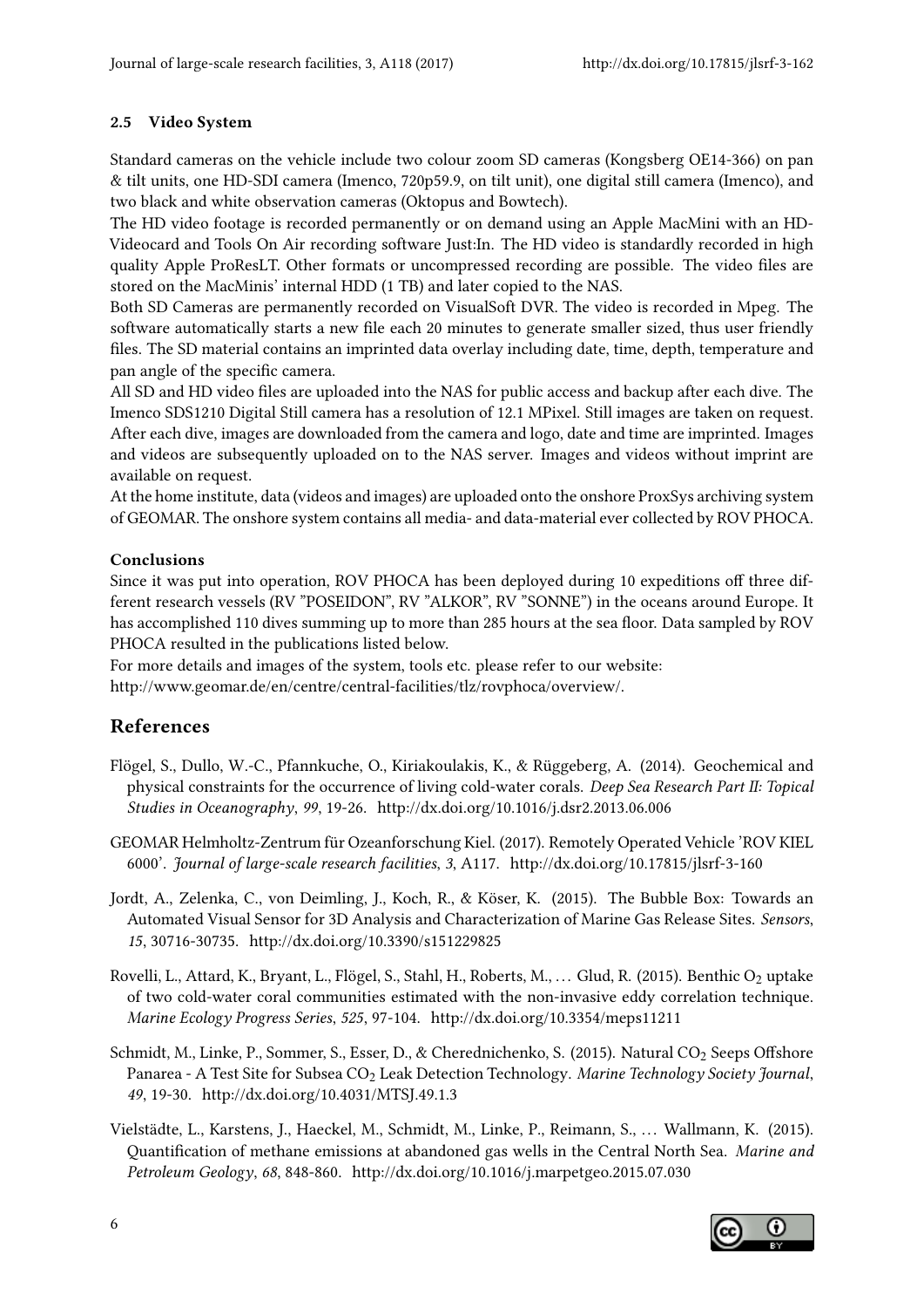### 2.5 Video System

Standard cameras on the vehicle include two colour zoom SD cameras (Kongsberg OE14-366) on pan & tilt units, one HD-SDI camera (Imenco, 720p59.9, on tilt unit), one digital still camera (Imenco), and two black and white observation cameras (Oktopus and Bowtech).

The HD video footage is recorded permanently or on demand using an Apple MacMini with an HD-Videocard and Tools On Air recording software Just:In. The HD video is standardly recorded in high quality Apple ProResLT. Other formats or uncompressed recording are possible. The video files are stored on the MacMinis' internal HDD (1 TB) and later copied to the NAS.

Both SD Cameras are permanently recorded on VisualSoft DVR. The video is recorded in Mpeg. The software automatically starts a new file each 20 minutes to generate smaller sized, thus user friendly files. The SD material contains an imprinted data overlay including date, time, depth, temperature and pan angle of the specific camera.

All SD and HD video files are uploaded into the NAS for public access and backup after each dive. The Imenco SDS1210 Digital Still camera has a resolution of 12.1 MPixel. Still images are taken on request. After each dive, images are downloaded from the camera and logo, date and time are imprinted. Images and videos are subsequently uploaded on to the NAS server. Images and videos without imprint are available on request.

At the home institute, data (videos and images) are uploaded onto the onshore ProxSys archiving system of GEOMAR. The onshore system contains all media- and data-material ever collected by ROV PHOCA.

### Conclusions

Since it was put into operation, ROV PHOCA has been deployed during 10 expeditions off three different research vessels (RV "POSEIDON", RV "ALKOR", RV "SONNE") in the oceans around Europe. It has accomplished 110 dives summing up to more than 285 hours at the sea floor. Data sampled by ROV PHOCA resulted in the publications listed below.

For more details and images of the system, tools etc. please refer to our website:
http://www.geomar.de/en/centre/central-facilities/tlz/rovphoca/overview/.

## References

Flögel, S., Dullo, W.-C., Pfannkuche, O., Kiriakoulakis, K., & Rüggeberg, A. (2014). Geochemical and physical constraints for the occurrence of living cold-water corals. *Deep Sea Research Part II: Topical Studies in Oceanography*, *99*, 19-26. http://dx.doi.org/10.1016/j.dsr2.2013.06.006

GEOMAR Helmholtz-Zentrum für Ozeanforschung Kiel. (2017). Remotely Operated Vehicle 'ROV KIEL 6000'. *Journal of large-scale research facilities*, *3*, A117. http://dx.doi.org/10.17815/jlsrf-3-160

Jordt, A., Zelenka, C., von Deimling, J., Koch, R., & Köser, K. (2015). The Bubble Box: Towards an Automated Visual Sensor for 3D Analysis and Characterization of Marine Gas Release Sites. *Sensors*, *15*, 30716-30735. http://dx.doi.org/10.3390/s151229825

Rovelli, L., Attard, K., Bryant, L., Flögel, S., Stahl, H., Roberts, M., … Glud, R. (2015). Benthic $O_2$ uptake of two cold-water coral communities estimated with the non-invasive eddy correlation technique. *Marine Ecology Progress Series*, *525*, 97-104. http://dx.doi.org/10.3354/meps11211

Schmidt, M., Linke, P., Sommer, S., Esser, D., & Cherednichenko, S. (2015). Natural $CO_2$ Seeps Offshore Panarea - A Test Site for Subsea $CO_2$ Leak Detection Technology. *Marine Technology Society Journal*, *49*, 19-30. http://dx.doi.org/10.4031/MTSJ.49.1.3

Vielstädte, L., Karstens, J., Haeckel, M., Schmidt, M., Linke, P., Reimann, S., … Wallmann, K. (2015). Quantification of methane emissions at abandoned gas wells in the Central North Sea. *Marine and Petroleum Geology*, *68*, 848-860. http://dx.doi.org/10.1016/j.marpetgeo.2015.07.030